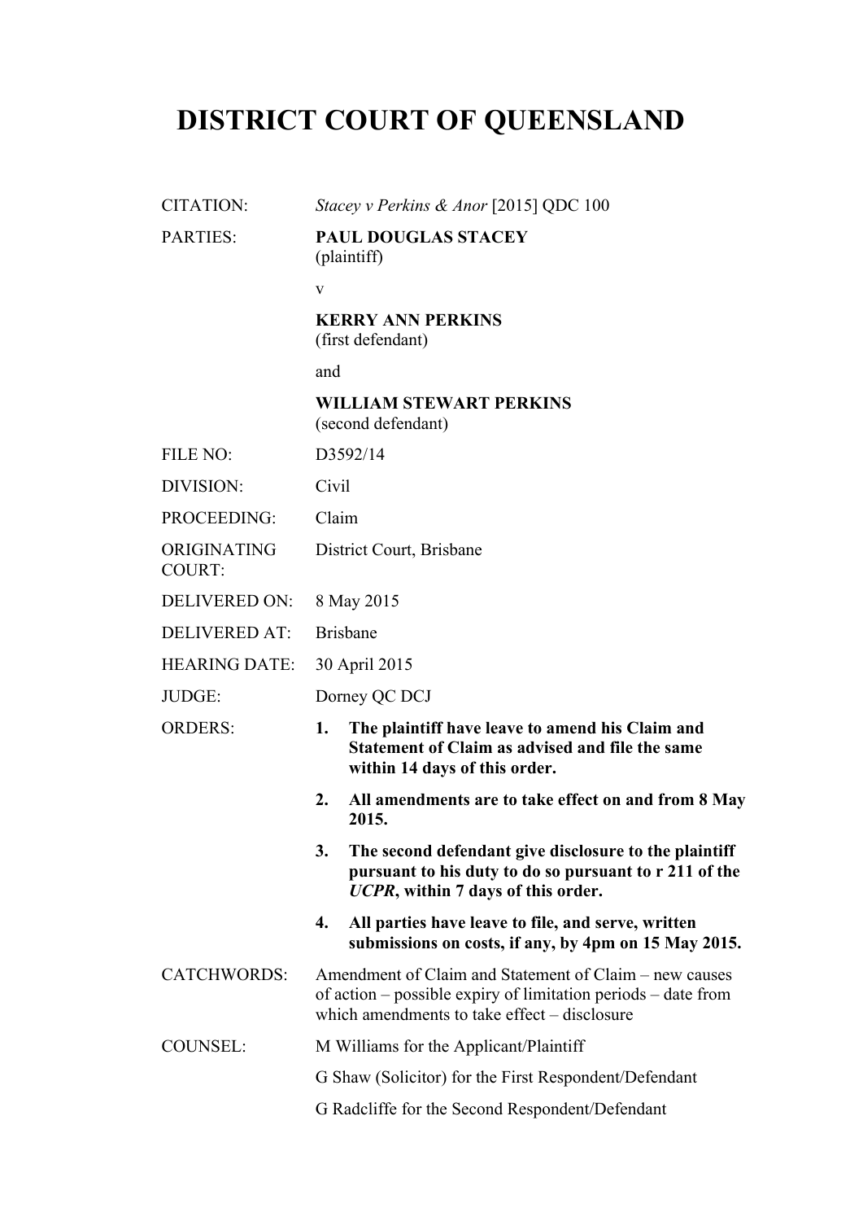# DISTRICT COURT OF QUEENSLAND

| | |
|---|---|
| CITATION: | *Stacey v Perkins & Anor* [2015] QDC 100 |
| PARTIES: | **PAUL DOUGLAS STACEY**<br>(plaintiff)<br>v<br>**KERRY ANN PERKINS**<br>(first defendant)<br>and<br>**WILLIAM STEWART PERKINS**<br>(second defendant) |
| FILE NO: | D3592/14 |
| DIVISION: | Civil |
| PROCEEDING: | Claim |
| ORIGINATING COURT: | District Court, Brisbane |
| DELIVERED ON: | 8 May 2015 |
| DELIVERED AT: | Brisbane |
| HEARING DATE: | 30 April 2015 |
| JUDGE: | Dorney QC DCJ |
| ORDERS: | **1. The plaintiff have leave to amend his Claim and Statement of Claim as advised and file the same within 14 days of this order.**<br>**2. All amendments are to take effect on and from 8 May 2015.**<br>**3. The second defendant give disclosure to the plaintiff pursuant to his duty to do so pursuant to r 211 of the *UCPR*, within 7 days of this order.**<br>**4. All parties have leave to file, and serve, written submissions on costs, if any, by 4pm on 15 May 2015.** |
| CATCHWORDS: | Amendment of Claim and Statement of Claim – new causes of action – possible expiry of limitation periods – date from which amendments to take effect – disclosure |
| COUNSEL: | M Williams for the Applicant/Plaintiff<br>G Shaw (Solicitor) for the First Respondent/Defendant<br>G Radcliffe for the Second Respondent/Defendant |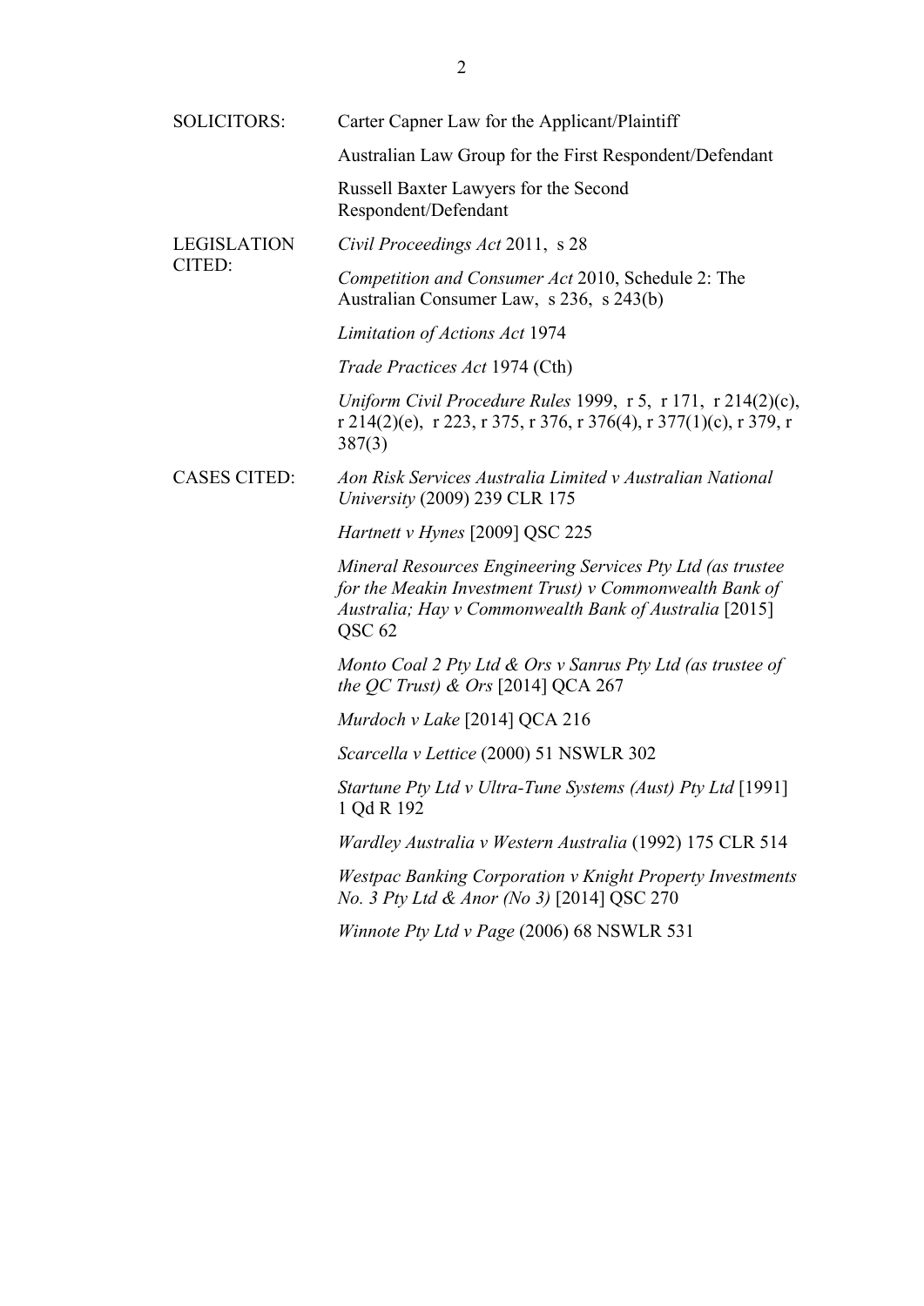| | |
|---|---|
| SOLICITORS: | Carter Capner Law for the Applicant/Plaintiff |
| | Australian Law Group for the First Respondent/Defendant |
| | Russell Baxter Lawyers for the Second Respondent/Defendant |
| LEGISLATION CITED: | *Civil Proceedings Act* 2011, s 28 |
| | *Competition and Consumer Act* 2010, Schedule 2: The Australian Consumer Law, s 236, s 243(b) |
| | *Limitation of Actions Act* 1974 |
| | *Trade Practices Act* 1974 (Cth) |
| | *Uniform Civil Procedure Rules* 1999, r 5, r 171, r 214(2)(c), r 214(2)(e), r 223, r 375, r 376, r 376(4), r 377(1)(c), r 379, r 387(3) |
| CASES CITED: | *Aon Risk Services Australia Limited v Australian National University* (2009) 239 CLR 175 |
| | *Hartnett v Hynes* [2009] QSC 225 |
| | *Mineral Resources Engineering Services Pty Ltd (as trustee for the Meakin Investment Trust) v Commonwealth Bank of Australia; Hay v Commonwealth Bank of Australia* [2015] QSC 62 |
| | *Monto Coal 2 Pty Ltd & Ors v Sanrus Pty Ltd (as trustee of the QC Trust) & Ors* [2014] QCA 267 |
| | *Murdoch v Lake* [2014] QCA 216 |
| | *Scarcella v Lettice* (2000) 51 NSWLR 302 |
| | *Startune Pty Ltd v Ultra-Tune Systems (Aust) Pty Ltd* [1991] 1 Qd R 192 |
| | *Wardley Australia v Western Australia* (1992) 175 CLR 514 |
| | *Westpac Banking Corporation v Knight Property Investments No. 3 Pty Ltd & Anor (No 3)* [2014] QSC 270 |
| | *Winnote Pty Ltd v Page* (2006) 68 NSWLR 531 |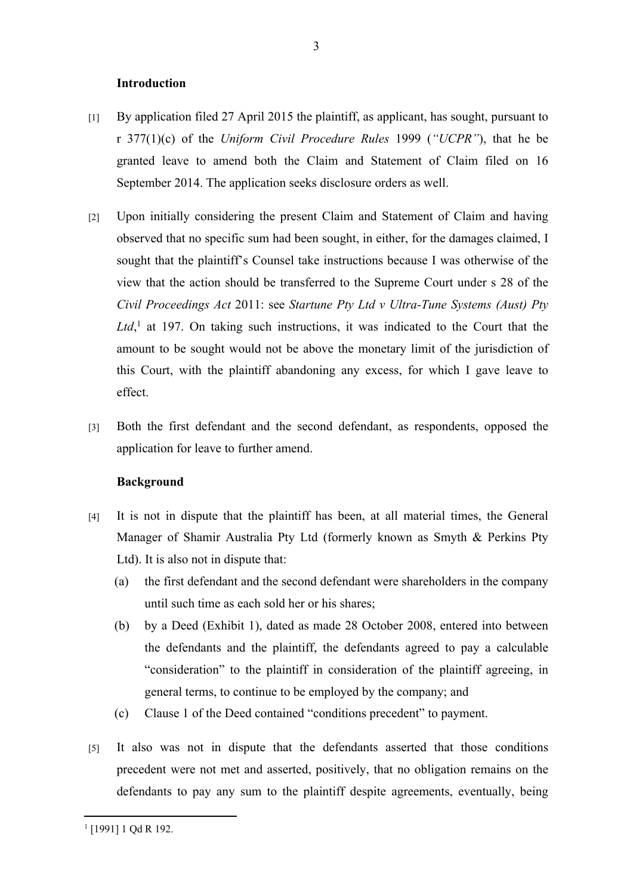**Introduction**

[1] By application filed 27 April 2015 the plaintiff, as applicant, has sought, pursuant to r 377(1)(c) of the *Uniform Civil Procedure Rules* 1999 (*"UCPR"*), that he be granted leave to amend both the Claim and Statement of Claim filed on 16 September 2014. The application seeks disclosure orders as well.

[2] Upon initially considering the present Claim and Statement of Claim and having observed that no specific sum had been sought, in either, for the damages claimed, I sought that the plaintiff's Counsel take instructions because I was otherwise of the view that the action should be transferred to the Supreme Court under s 28 of the *Civil Proceedings Act* 2011: see *Startune Pty Ltd v Ultra-Tune Systems (Aust) Pty Ltd*,[1] at 197. On taking such instructions, it was indicated to the Court that the amount to be sought would not be above the monetary limit of the jurisdiction of this Court, with the plaintiff abandoning any excess, for which I gave leave to effect.

[3] Both the first defendant and the second defendant, as respondents, opposed the application for leave to further amend.

**Background**

[4] It is not in dispute that the plaintiff has been, at all material times, the General Manager of Shamir Australia Pty Ltd (formerly known as Smyth & Perkins Pty Ltd). It is also not in dispute that:

(a) the first defendant and the second defendant were shareholders in the company until such time as each sold her or his shares;

(b) by a Deed (Exhibit 1), dated as made 28 October 2008, entered into between the defendants and the plaintiff, the defendants agreed to pay a calculable "consideration" to the plaintiff in consideration of the plaintiff agreeing, in general terms, to continue to be employed by the company; and

(c) Clause 1 of the Deed contained "conditions precedent" to payment.

[5] It also was not in dispute that the defendants asserted that those conditions precedent were not met and asserted, positively, that no obligation remains on the defendants to pay any sum to the plaintiff despite agreements, eventually, being

---

[1] [1991] 1 Qd R 192.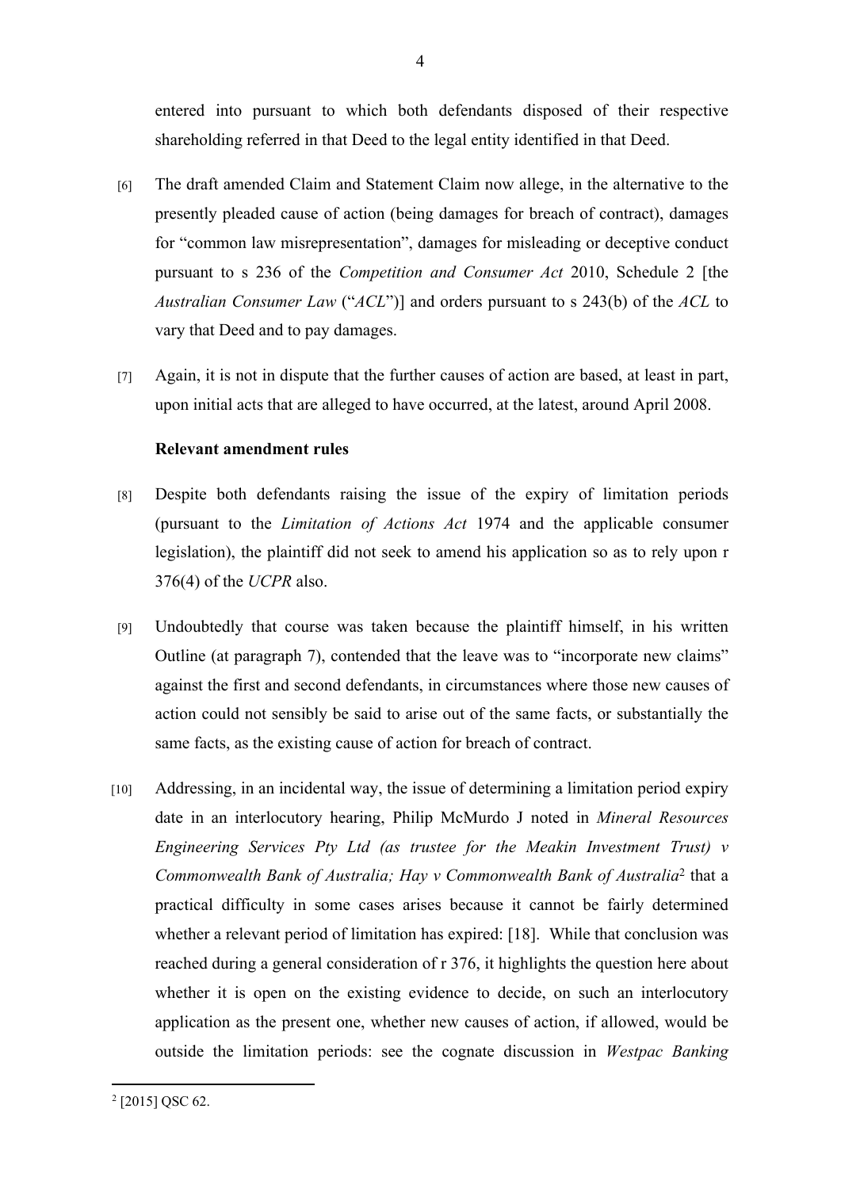entered into pursuant to which both defendants disposed of their respective shareholding referred in that Deed to the legal entity identified in that Deed.

[6] The draft amended Claim and Statement Claim now allege, in the alternative to the presently pleaded cause of action (being damages for breach of contract), damages for "common law misrepresentation", damages for misleading or deceptive conduct pursuant to s 236 of the *Competition and Consumer Act* 2010, Schedule 2 [the *Australian Consumer Law* ("*ACL*")] and orders pursuant to s 243(b) of the *ACL* to vary that Deed and to pay damages.

[7] Again, it is not in dispute that the further causes of action are based, at least in part, upon initial acts that are alleged to have occurred, at the latest, around April 2008.

**Relevant amendment rules**

[8] Despite both defendants raising the issue of the expiry of limitation periods (pursuant to the *Limitation of Actions Act* 1974 and the applicable consumer legislation), the plaintiff did not seek to amend his application so as to rely upon r 376(4) of the *UCPR* also.

[9] Undoubtedly that course was taken because the plaintiff himself, in his written Outline (at paragraph 7), contended that the leave was to "incorporate new claims" against the first and second defendants, in circumstances where those new causes of action could not sensibly be said to arise out of the same facts, or substantially the same facts, as the existing cause of action for breach of contract.

[10] Addressing, in an incidental way, the issue of determining a limitation period expiry date in an interlocutory hearing, Philip McMurdo J noted in *Mineral Resources Engineering Services Pty Ltd (as trustee for the Meakin Investment Trust) v Commonwealth Bank of Australia; Hay v Commonwealth Bank of Australia*[2] that a practical difficulty in some cases arises because it cannot be fairly determined whether a relevant period of limitation has expired: [18]. While that conclusion was reached during a general consideration of r 376, it highlights the question here about whether it is open on the existing evidence to decide, on such an interlocutory application as the present one, whether new causes of action, if allowed, would be outside the limitation periods: see the cognate discussion in *Westpac Banking*

[2] [2015] QSC 62.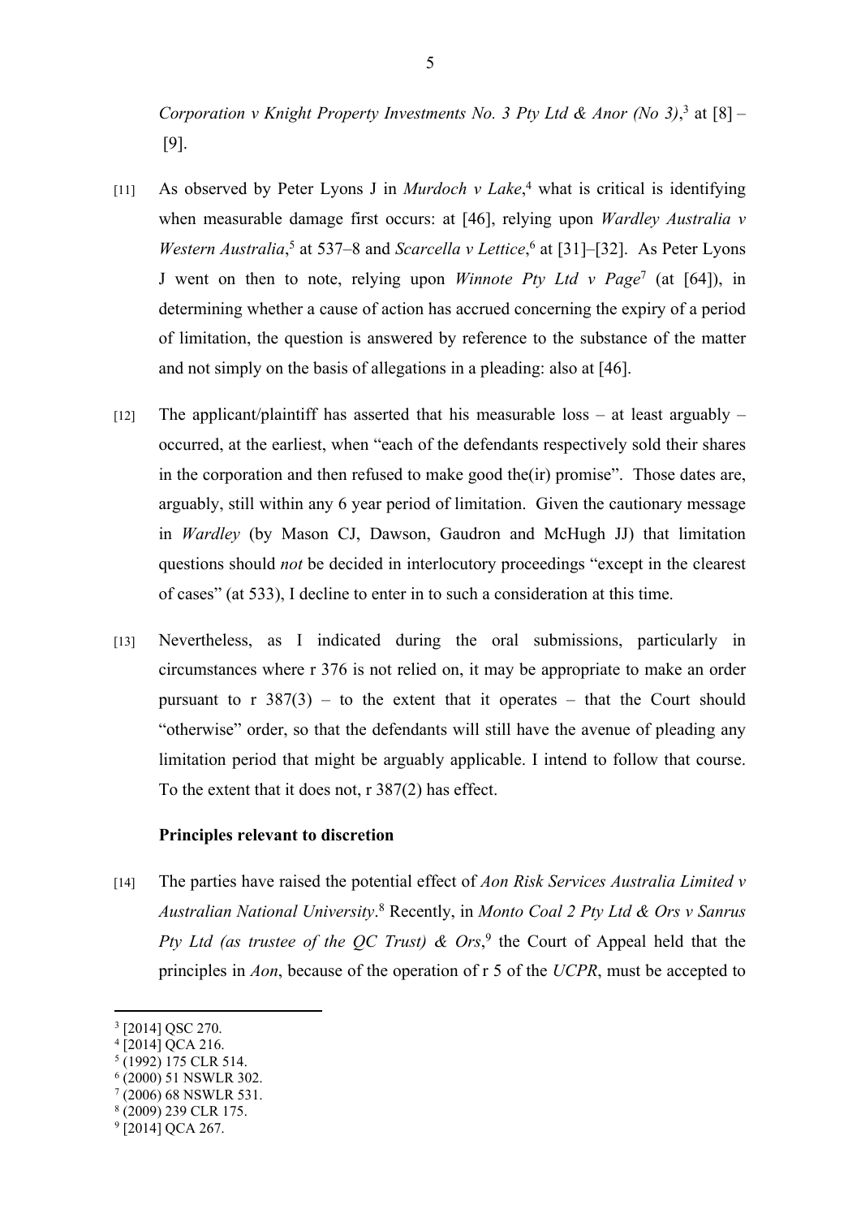*Corporation v Knight Property Investments No. 3 Pty Ltd & Anor (No 3)*,[3] at [8] – [9].

[11] As observed by Peter Lyons J in *Murdoch v Lake*,[4] what is critical is identifying when measurable damage first occurs: at [46], relying upon *Wardley Australia v Western Australia*,[5] at 537–8 and *Scarcella v Lettice*,[6] at [31]–[32]. As Peter Lyons J went on then to note, relying upon *Winnote Pty Ltd v Page*[7] (at [64]), in determining whether a cause of action has accrued concerning the expiry of a period of limitation, the question is answered by reference to the substance of the matter and not simply on the basis of allegations in a pleading: also at [46].

[12] The applicant/plaintiff has asserted that his measurable loss – at least arguably – occurred, at the earliest, when "each of the defendants respectively sold their shares in the corporation and then refused to make good the(ir) promise". Those dates are, arguably, still within any 6 year period of limitation. Given the cautionary message in *Wardley* (by Mason CJ, Dawson, Gaudron and McHugh JJ) that limitation questions should *not* be decided in interlocutory proceedings "except in the clearest of cases" (at 533), I decline to enter in to such a consideration at this time.

[13] Nevertheless, as I indicated during the oral submissions, particularly in circumstances where r 376 is not relied on, it may be appropriate to make an order pursuant to r 387(3) – to the extent that it operates – that the Court should "otherwise" order, so that the defendants will still have the avenue of pleading any limitation period that might be arguably applicable. I intend to follow that course. To the extent that it does not, r 387(2) has effect.

**Principles relevant to discretion**

[14] The parties have raised the potential effect of *Aon Risk Services Australia Limited v Australian National University*.[8] Recently, in *Monto Coal 2 Pty Ltd & Ors v Sanrus Pty Ltd (as trustee of the QC Trust) & Ors*,[9] the Court of Appeal held that the principles in *Aon*, because of the operation of r 5 of the *UCPR*, must be accepted to

---

[3] [2014] QSC 270.
[4] [2014] QCA 216.
[5] (1992) 175 CLR 514.
[6] (2000) 51 NSWLR 302.
[7] (2006) 68 NSWLR 531.
[8] (2009) 239 CLR 175.
[9] [2014] QCA 267.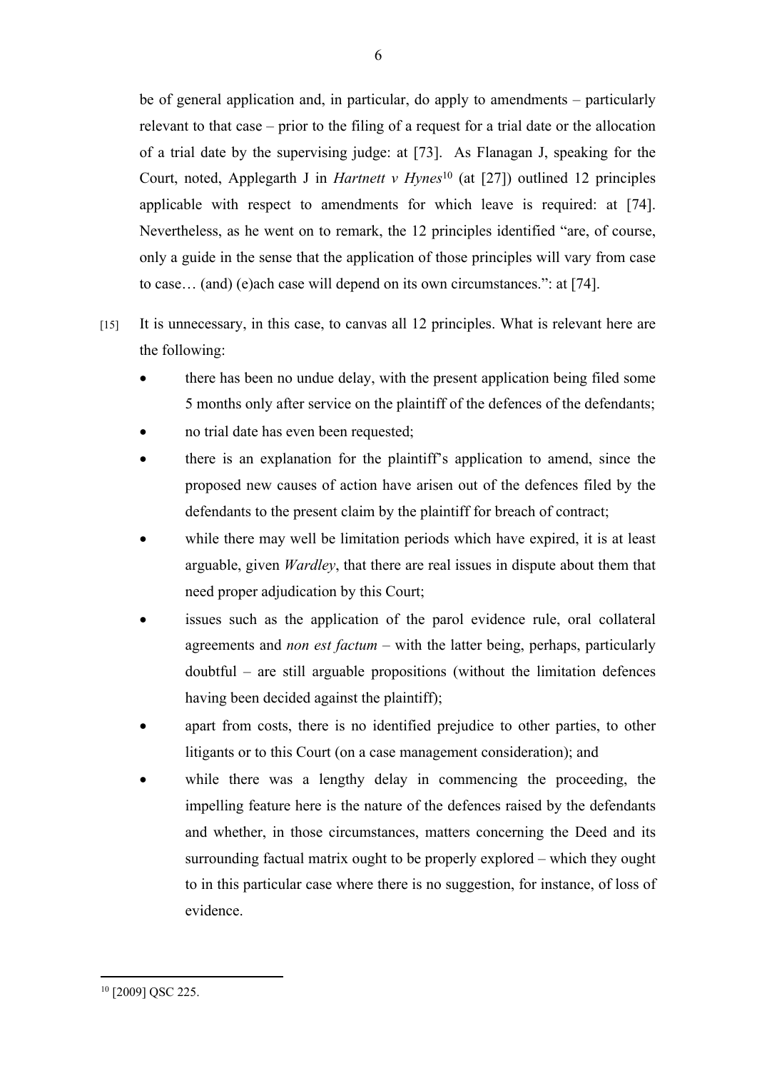be of general application and, in particular, do apply to amendments – particularly relevant to that case – prior to the filing of a request for a trial date or the allocation of a trial date by the supervising judge: at [73]. As Flanagan J, speaking for the Court, noted, Applegarth J in *Hartnett v Hynes*[10] (at [27]) outlined 12 principles applicable with respect to amendments for which leave is required: at [74]. Nevertheless, as he went on to remark, the 12 principles identified "are, of course, only a guide in the sense that the application of those principles will vary from case to case… (and) (e)ach case will depend on its own circumstances.": at [74].

[15] It is unnecessary, in this case, to canvas all 12 principles. What is relevant here are the following:

- there has been no undue delay, with the present application being filed some 5 months only after service on the plaintiff of the defences of the defendants;
- no trial date has even been requested;
- there is an explanation for the plaintiff's application to amend, since the proposed new causes of action have arisen out of the defences filed by the defendants to the present claim by the plaintiff for breach of contract;
- while there may well be limitation periods which have expired, it is at least arguable, given *Wardley*, that there are real issues in dispute about them that need proper adjudication by this Court;
- issues such as the application of the parol evidence rule, oral collateral agreements and *non est factum* – with the latter being, perhaps, particularly doubtful – are still arguable propositions (without the limitation defences having been decided against the plaintiff);
- apart from costs, there is no identified prejudice to other parties, to other litigants or to this Court (on a case management consideration); and
- while there was a lengthy delay in commencing the proceeding, the impelling feature here is the nature of the defences raised by the defendants and whether, in those circumstances, matters concerning the Deed and its surrounding factual matrix ought to be properly explored – which they ought to in this particular case where there is no suggestion, for instance, of loss of evidence.

[10] [2009] QSC 225.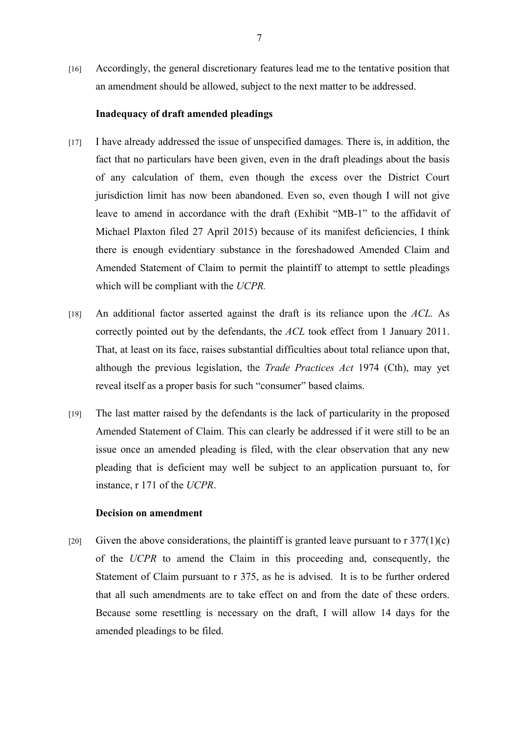[16] Accordingly, the general discretionary features lead me to the tentative position that an amendment should be allowed, subject to the next matter to be addressed.

**Inadequacy of draft amended pleadings**

[17] I have already addressed the issue of unspecified damages. There is, in addition, the fact that no particulars have been given, even in the draft pleadings about the basis of any calculation of them, even though the excess over the District Court jurisdiction limit has now been abandoned. Even so, even though I will not give leave to amend in accordance with the draft (Exhibit "MB-1" to the affidavit of Michael Plaxton filed 27 April 2015) because of its manifest deficiencies, I think there is enough evidentiary substance in the foreshadowed Amended Claim and Amended Statement of Claim to permit the plaintiff to attempt to settle pleadings which will be compliant with the *UCPR.*

[18] An additional factor asserted against the draft is its reliance upon the *ACL*. As correctly pointed out by the defendants, the *ACL* took effect from 1 January 2011. That, at least on its face, raises substantial difficulties about total reliance upon that, although the previous legislation, the *Trade Practices Act* 1974 (Cth), may yet reveal itself as a proper basis for such "consumer" based claims.

[19] The last matter raised by the defendants is the lack of particularity in the proposed Amended Statement of Claim. This can clearly be addressed if it were still to be an issue once an amended pleading is filed, with the clear observation that any new pleading that is deficient may well be subject to an application pursuant to, for instance, r 171 of the *UCPR*.

**Decision on amendment**

[20] Given the above considerations, the plaintiff is granted leave pursuant to r 377(1)(c) of the *UCPR* to amend the Claim in this proceeding and, consequently, the Statement of Claim pursuant to r 375, as he is advised. It is to be further ordered that all such amendments are to take effect on and from the date of these orders. Because some resettling is necessary on the draft, I will allow 14 days for the amended pleadings to be filed.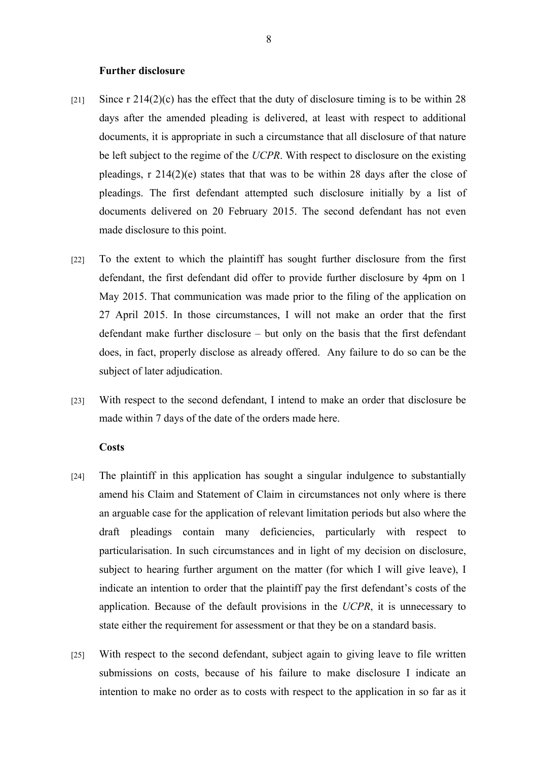**Further disclosure**

[21] Since r 214(2)(c) has the effect that the duty of disclosure timing is to be within 28 days after the amended pleading is delivered, at least with respect to additional documents, it is appropriate in such a circumstance that all disclosure of that nature be left subject to the regime of the *UCPR*. With respect to disclosure on the existing pleadings, r 214(2)(e) states that that was to be within 28 days after the close of pleadings. The first defendant attempted such disclosure initially by a list of documents delivered on 20 February 2015. The second defendant has not even made disclosure to this point.

[22] To the extent to which the plaintiff has sought further disclosure from the first defendant, the first defendant did offer to provide further disclosure by 4pm on 1 May 2015. That communication was made prior to the filing of the application on 27 April 2015. In those circumstances, I will not make an order that the first defendant make further disclosure – but only on the basis that the first defendant does, in fact, properly disclose as already offered. Any failure to do so can be the subject of later adjudication.

[23] With respect to the second defendant, I intend to make an order that disclosure be made within 7 days of the date of the orders made here.

**Costs**

[24] The plaintiff in this application has sought a singular indulgence to substantially amend his Claim and Statement of Claim in circumstances not only where is there an arguable case for the application of relevant limitation periods but also where the draft pleadings contain many deficiencies, particularly with respect to particularisation. In such circumstances and in light of my decision on disclosure, subject to hearing further argument on the matter (for which I will give leave), I indicate an intention to order that the plaintiff pay the first defendant's costs of the application. Because of the default provisions in the *UCPR*, it is unnecessary to state either the requirement for assessment or that they be on a standard basis.

[25] With respect to the second defendant, subject again to giving leave to file written submissions on costs, because of his failure to make disclosure I indicate an intention to make no order as to costs with respect to the application in so far as it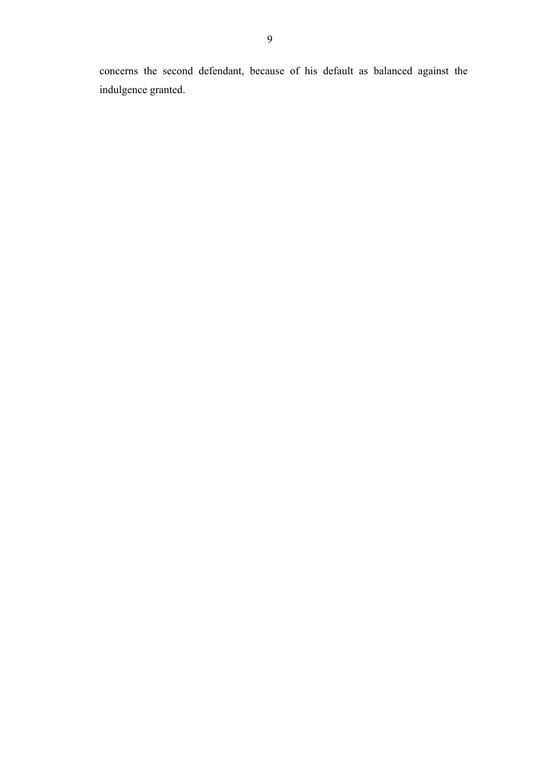concerns the second defendant, because of his default as balanced against the indulgence granted.